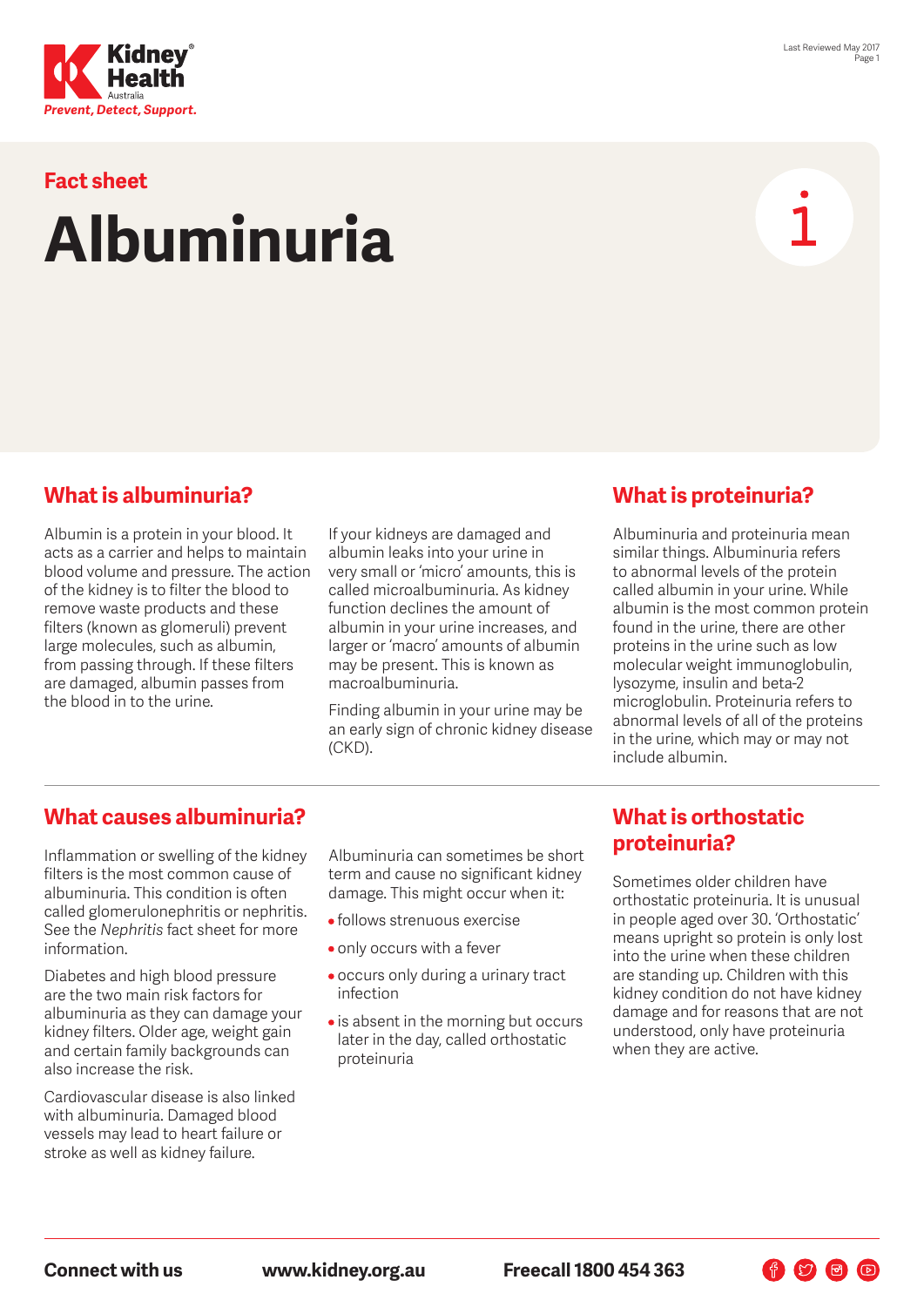Fact sheet

# Albuminuria

## What is albuminuria?

Albumin is a protein in your blood. It acts as a carrier and helps to maintain blood volume and pressure. The action of the kidney is to filter the blood to remove waste products and these filters (known as glomeruli) prevent large molecules, such as albumin, from passing through. If these filters are damaged, albumin passes from the blood in to the urine.

If your kidneys are damaged and albumin leaks into your urine in very small or 'micro' amounts, this is called microalbuminuria. As kidney function declines the amount of albumin in your urine increases, and larger or 'macro' amounts of albumin may be present. This is known as macroalbuminuria.

Finding albumin in your urine may be an early sign of chronic kidney disease (CKD).

## What is proteinuria?

Albuminuria and proteinuria mean similar things. Albuminuria refers to abnormal levels of the protein called albumin in your urine. While albumin is the most common protein found in the urine, there are other proteins in the urine such as low molecular weight immunoglobulin, lysozyme, insulin and beta-2 microglobulin. Proteinuria refers to abnormal levels of all of the proteins in the urine, which may or may not include albumin.

## What causes albuminuria?

Inflammation or swelling of the kidney filters is the most common cause of albuminuria. This condition is often called glomerulonephritis or nephritis. See the *Nephritis* fact sheet for more information.

Diabetes and high blood pressure are the two main risk factors for albuminuria as they can damage your kidney filters. Older age, weight gain and certain family backgrounds can also increase the risk.

Cardiovascular disease is also linked with albuminuria. Damaged blood vessels may lead to heart failure or stroke as well as kidney failure.

Albuminuria can sometimes be short term and cause no significant kidney damage. This might occur when it:

- follows strenuous exercise
- only occurs with a fever
- occurs only during a urinary tract infection
- is absent in the morning but occurs later in the day, called orthostatic proteinuria

## What is orthostatic proteinuria?

Sometimes older children have orthostatic proteinuria. It is unusual in people aged over 30. 'Orthostatic' means upright so protein is only lost into the urine when these children are standing up. Children with this kidney condition do not have kidney damage and for reasons that are not understood, only have proteinuria when they are active.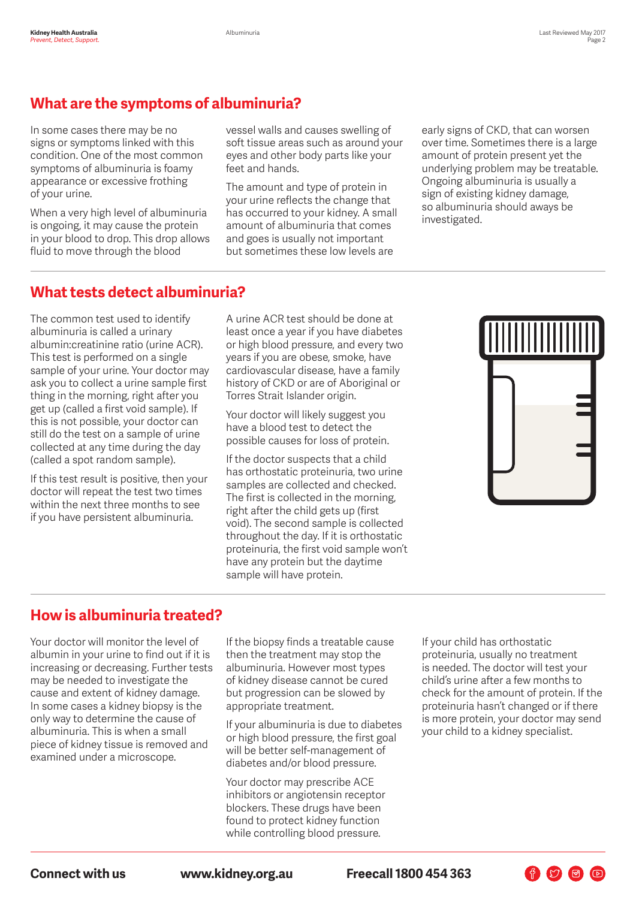## What are the symptoms of albuminuria?

In some cases there may be no signs or symptoms linked with this condition. One of the most common symptoms of albuminuria is foamy appearance or excessive frothing of your urine.

When a very high level of albuminuria is ongoing, it may cause the protein in your blood to drop. This drop allows fluid to move through the blood vessel walls and causes swelling of soft tissue areas such as around your eyes and other body parts like your feet and hands.

The amount and type of protein in your urine reflects the change that has occurred to your kidney. A small amount of albuminuria that comes and goes is usually not important but sometimes these low levels are early signs of CKD, that can worsen over time. Sometimes there is a large amount of protein present yet the underlying problem may be treatable. Ongoing albuminuria is usually a sign of existing kidney damage, so albuminuria should aways be investigated.

## What tests detect albuminuria?

The common test used to identify albuminuria is called a urinary albumin:creatinine ratio (urine ACR). This test is performed on a single sample of your urine. Your doctor may ask you to collect a urine sample first thing in the morning, right after you get up (called a first void sample). If this is not possible, your doctor can still do the test on a sample of urine collected at any time during the day (called a spot random sample).

If this test result is positive, then your doctor will repeat the test two times within the next three months to see if you have persistent albuminuria.

A urine ACR test should be done at least once a year if you have diabetes or high blood pressure, and every two years if you are obese, smoke, have cardiovascular disease, have a family history of CKD or are of Aboriginal or Torres Strait Islander origin.

Your doctor will likely suggest you have a blood test to detect the possible causes for loss of protein.

If the doctor suspects that a child has orthostatic proteinuria, two urine samples are collected and checked. The first is collected in the morning, right after the child gets up (first void). The second sample is collected throughout the day. If it is orthostatic proteinuria, the first void sample won't have any protein but the daytime sample will have protein.

## How is albuminuria treated?

Your doctor will monitor the level of albumin in your urine to find out if it is increasing or decreasing. Further tests may be needed to investigate the cause and extent of kidney damage. In some cases a kidney biopsy is the only way to determine the cause of albuminuria. This is when a small piece of kidney tissue is removed and examined under a microscope.

If the biopsy finds a treatable cause then the treatment may stop the albuminuria. However most types of kidney disease cannot be cured but progression can be slowed by appropriate treatment.

If your albuminuria is due to diabetes or high blood pressure, the first goal will be better self-management of diabetes and/or blood pressure.

Your doctor may prescribe ACE inhibitors or angiotensin receptor blockers. These drugs have been found to protect kidney function while controlling blood pressure.

If your child has orthostatic proteinuria, usually no treatment is needed. The doctor will test your child's urine after a few months to check for the amount of protein. If the proteinuria hasn't changed or if there is more protein, your doctor may send your child to a kidney specialist.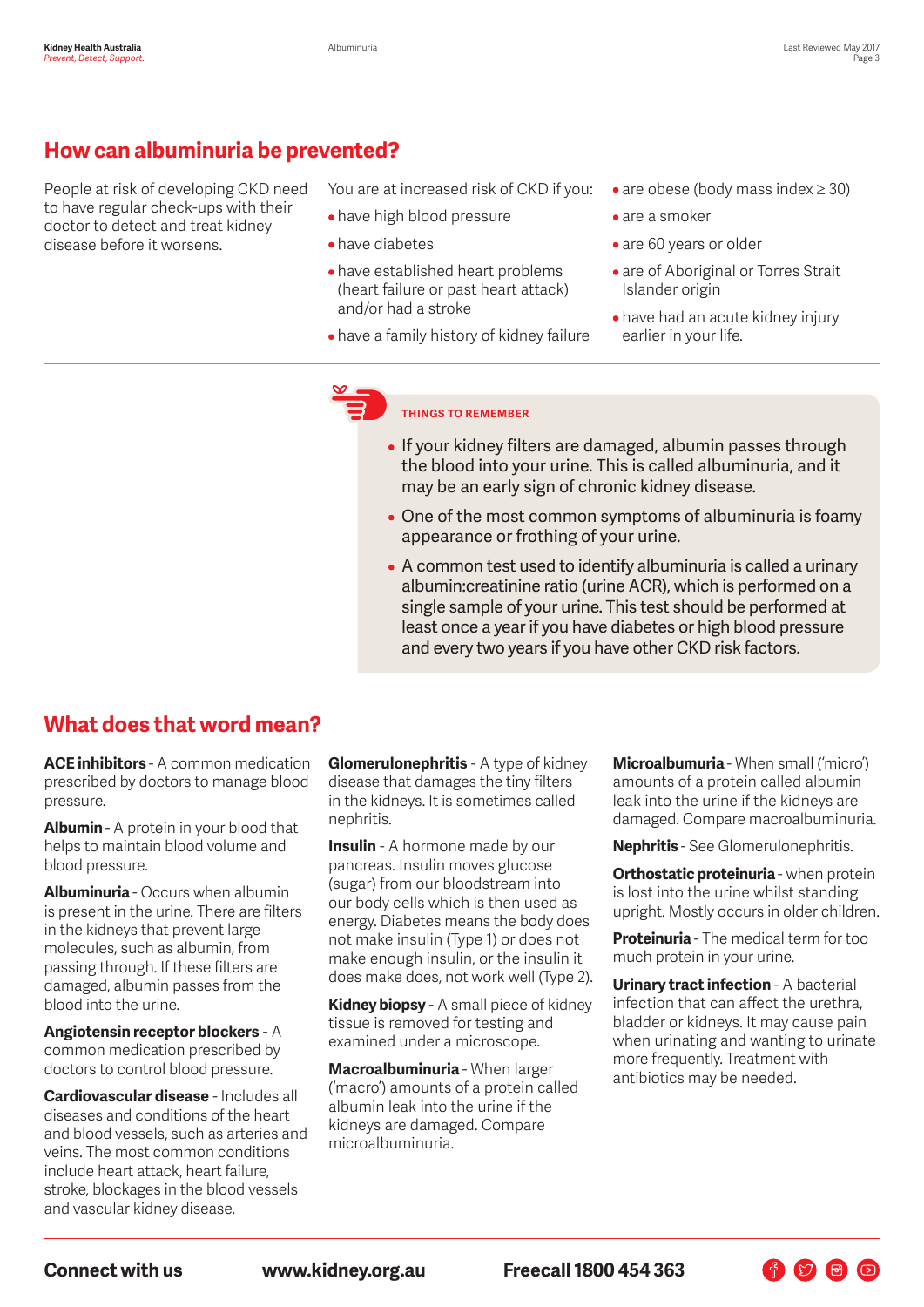## How can albuminuria be prevented?

People at risk of developing CKD need to have regular check-ups with their doctor to detect and treat kidney disease before it worsens.

You are at increased risk of CKD if you:

- have high blood pressure
- have diabetes
- have established heart problems (heart failure or past heart attack) and/or had a stroke
- have a family history of kidney failure
- are obese (body mass index ≥ 30)
- are a smoker
- are 60 years or older
- are of Aboriginal or Torres Strait Islander origin
- have had an acute kidney injury earlier in your life.

**THINGS TO REMEMBER**

- If your kidney filters are damaged, albumin passes through the blood into your urine. This is called albuminuria, and it may be an early sign of chronic kidney disease.
- One of the most common symptoms of albuminuria is foamy appearance or frothing of your urine.
- A common test used to identify albuminuria is called a urinary albumin:creatinine ratio (urine ACR), which is performed on a single sample of your urine. This test should be performed at least once a year if you have diabetes or high blood pressure and every two years if you have other CKD risk factors.

## What does that word mean?

**ACE inhibitors** - A common medication prescribed by doctors to manage blood pressure.

**Albumin** - A protein in your blood that helps to maintain blood volume and blood pressure.

**Albuminuria** - Occurs when albumin is present in the urine. There are filters in the kidneys that prevent large molecules, such as albumin, from passing through. If these filters are damaged, albumin passes from the blood into the urine.

**Angiotensin receptor blockers** - A common medication prescribed by doctors to control blood pressure.

**Cardiovascular disease** - Includes all diseases and conditions of the heart and blood vessels, such as arteries and veins. The most common conditions include heart attack, heart failure, stroke, blockages in the blood vessels and vascular kidney disease.

**Glomerulonephritis** - A type of kidney disease that damages the tiny filters in the kidneys. It is sometimes called nephritis.

**Insulin** - A hormone made by our pancreas. Insulin moves glucose (sugar) from our bloodstream into our body cells which is then used as energy. Diabetes means the body does not make insulin (Type 1) or does not make enough insulin, or the insulin it does make does, not work well (Type 2).

**Kidney biopsy** - A small piece of kidney tissue is removed for testing and examined under a microscope.

**Macroalbuminuria** - When larger ('macro') amounts of a protein called albumin leak into the urine if the kidneys are damaged. Compare microalbuminuria.

**Microalbumuria** - When small ('micro') amounts of a protein called albumin leak into the urine if the kidneys are damaged. Compare macroalbuminuria.

**Nephritis** - See Glomerulonephritis.

**Orthostatic proteinuria** - when protein is lost into the urine whilst standing upright. Mostly occurs in older children.

**Proteinuria** - The medical term for too much protein in your urine.

**Urinary tract infection** - A bacterial infection that can affect the urethra, bladder or kidneys. It may cause pain when urinating and wanting to urinate more frequently. Treatment with antibiotics may be needed.

**Connect with us** www.kidney.org.au **Freecall 1800 454 363**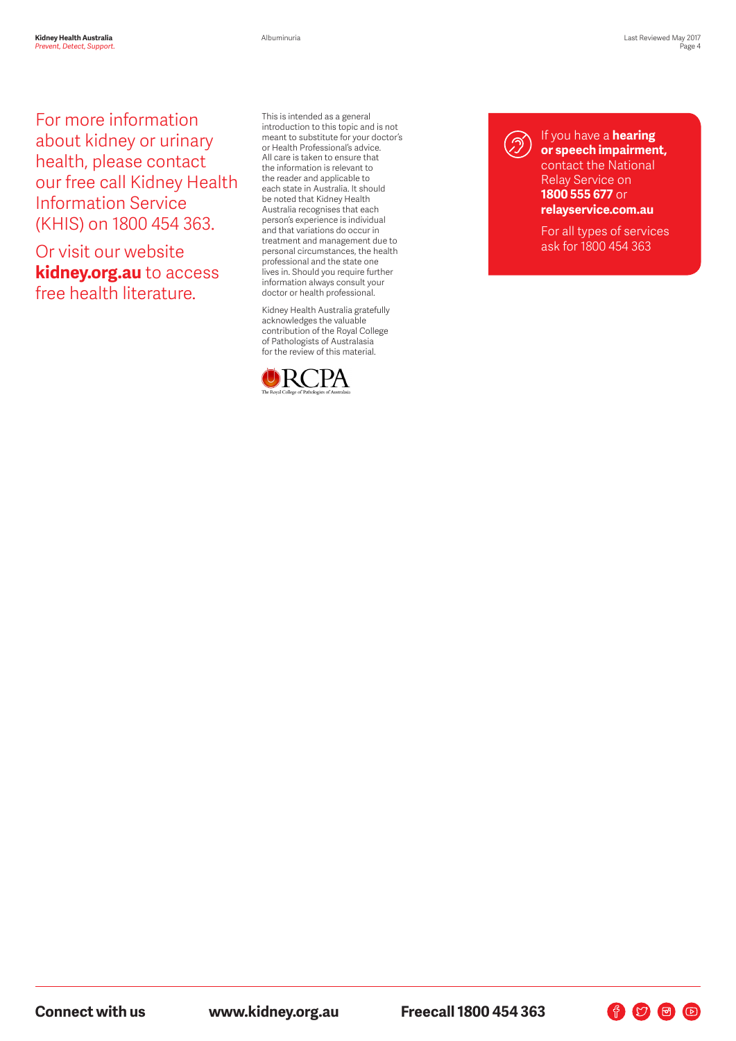For more information about kidney or urinary health, please contact our free call Kidney Health Information Service (KHIS) on 1800 454 363.

Or visit our website **kidney.org.au** to access free health literature.

This is intended as a general introduction to this topic and is not meant to substitute for your doctor's or Health Professional's advice. All care is taken to ensure that the information is relevant to the reader and applicable to each state in Australia. It should be noted that Kidney Health Australia recognises that each person's experience is individual and that variations do occur in treatment and management due to personal circumstances, the health professional and the state one lives in. Should you require further information always consult your doctor or health professional.

Kidney Health Australia gratefully acknowledges the valuable contribution of the Royal College of Pathologists of Australasia for the review of this material.

RCPA
The Royal College of Pathologists of Australasia

If you have a **hearing or speech impairment,** contact the National Relay Service on **1800 555 677** or **relayservice.com.au**

For all types of services ask for 1800 454 363

**Connect with us** **www.kidney.org.au** **Freecall 1800 454 363**